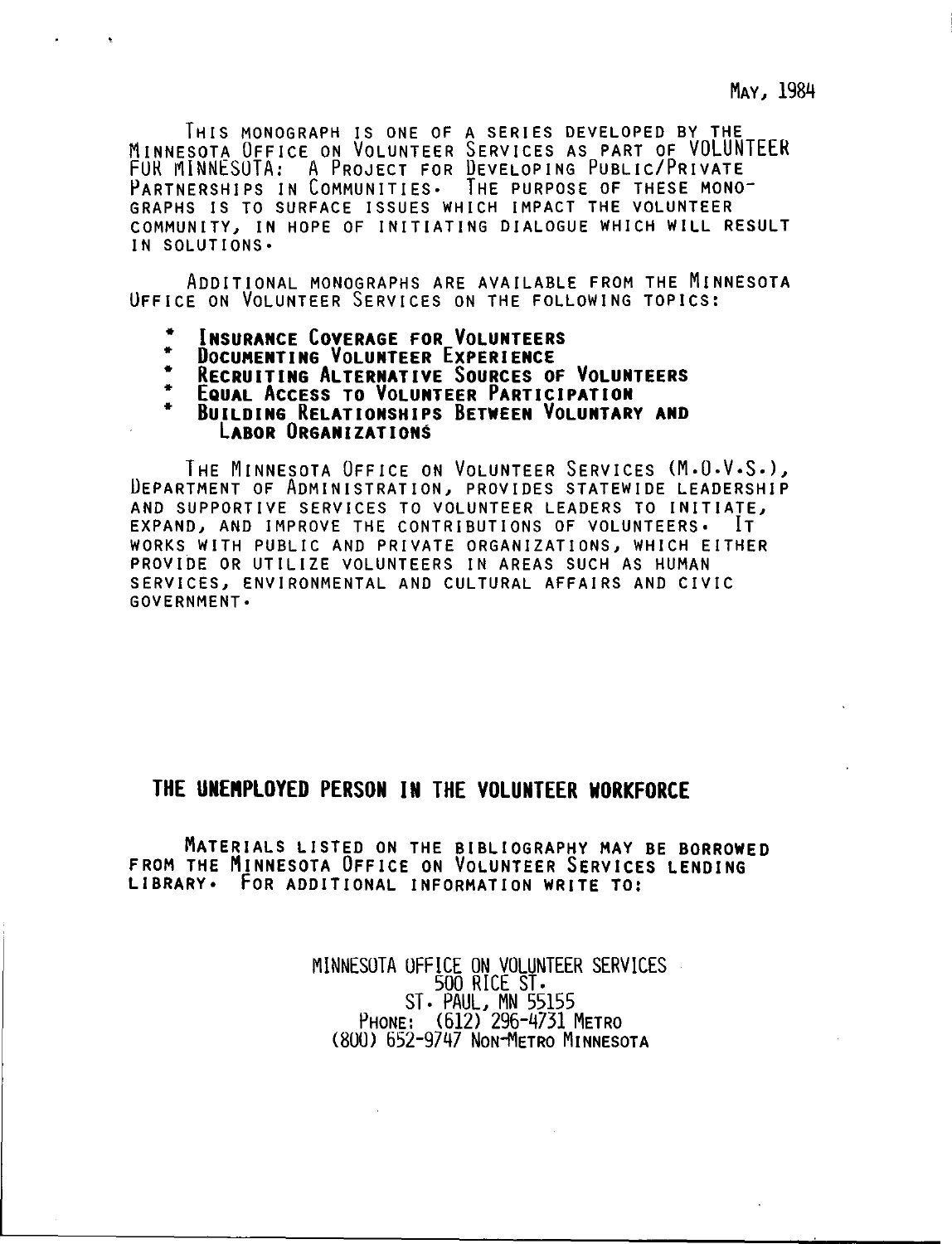May, 1984

This monograph is one of a series developed by the Minnesota Office on Volunteer Services as part of VOLUNTEER FOR MINNESOTA: A Project for Developing Public/Private Partnerships in Communities. The purpose of these monographs is to surface issues which impact the volunteer community, in hope of initiating dialogue which will result in solutions.

Additional monographs are available from the Minnesota Office on Volunteer Services on the following topics:

* **Insurance Coverage for Volunteers**
* **Documenting Volunteer Experience**
* **Recruiting Alternative Sources of Volunteers**
* **Equal Access to Volunteer Participation**
* **Building Relationships Between Voluntary and Labor Organizations**

The Minnesota Office on Volunteer Services (M.O.V.S.), Department of Administration, provides statewide leadership and supportive services to volunteer leaders to initiate, expand, and improve the contributions of volunteers. It works with public and private organizations, which either provide or utilize volunteers in areas such as human services, environmental and cultural affairs and civic government.

# THE UNEMPLOYED PERSON IN THE VOLUNTEER WORKFORCE

**Materials listed on the bibliography may be borrowed from the Minnesota Office on Volunteer Services lending library. For additional information write to:**

MINNESOTA OFFICE ON VOLUNTEER SERVICES
500 RICE ST.
ST. PAUL, MN 55155
Phone: (612) 296-4731 Metro
(800) 652-9747 Non-Metro Minnesota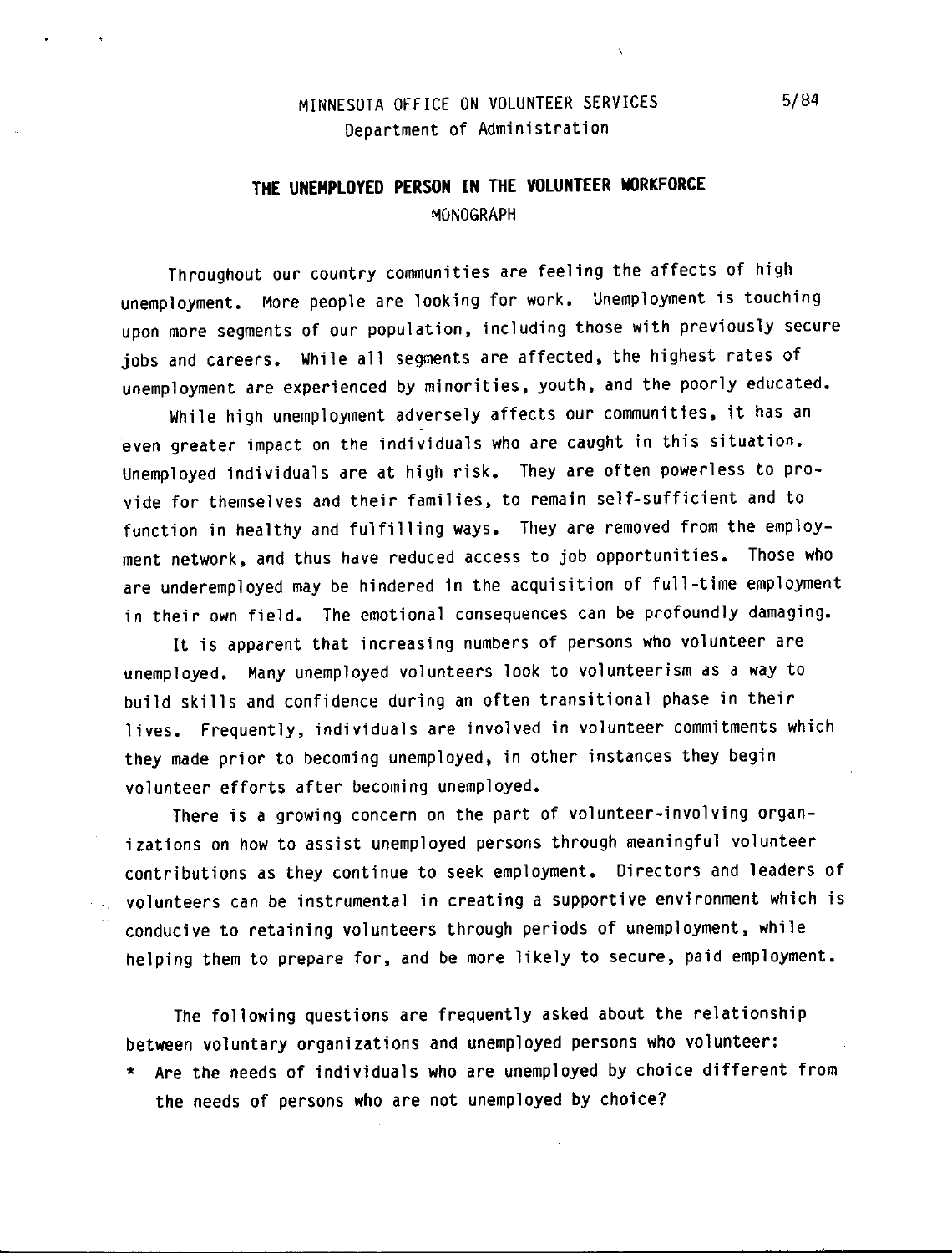MINNESOTA OFFICE ON VOLUNTEER SERVICES 5/84

Department of Administration

# THE UNEMPLOYED PERSON IN THE VOLUNTEER WORKFORCE

MONOGRAPH

Throughout our country communities are feeling the affects of high unemployment. More people are looking for work. Unemployment is touching upon more segments of our population, including those with previously secure jobs and careers. While all segments are affected, the highest rates of unemployment are experienced by minorities, youth, and the poorly educated.

While high unemployment adversely affects our communities, it has an even greater impact on the individuals who are caught in this situation. Unemployed individuals are at high risk. They are often powerless to provide for themselves and their families, to remain self-sufficient and to function in healthy and fulfilling ways. They are removed from the employment network, and thus have reduced access to job opportunities. Those who are underemployed may be hindered in the acquisition of full-time employment in their own field. The emotional consequences can be profoundly damaging.

It is apparent that increasing numbers of persons who volunteer are unemployed. Many unemployed volunteers look to volunteerism as a way to build skills and confidence during an often transitional phase in their lives. Frequently, individuals are involved in volunteer commitments which they made prior to becoming unemployed, in other instances they begin volunteer efforts after becoming unemployed.

There is a growing concern on the part of volunteer-involving organizations on how to assist unemployed persons through meaningful volunteer contributions as they continue to seek employment. Directors and leaders of volunteers can be instrumental in creating a supportive environment which is conducive to retaining volunteers through periods of unemployment, while helping them to prepare for, and be more likely to secure, paid employment.

The following questions are frequently asked about the relationship between voluntary organizations and unemployed persons who volunteer:

* Are the needs of individuals who are unemployed by choice different from the needs of persons who are not unemployed by choice?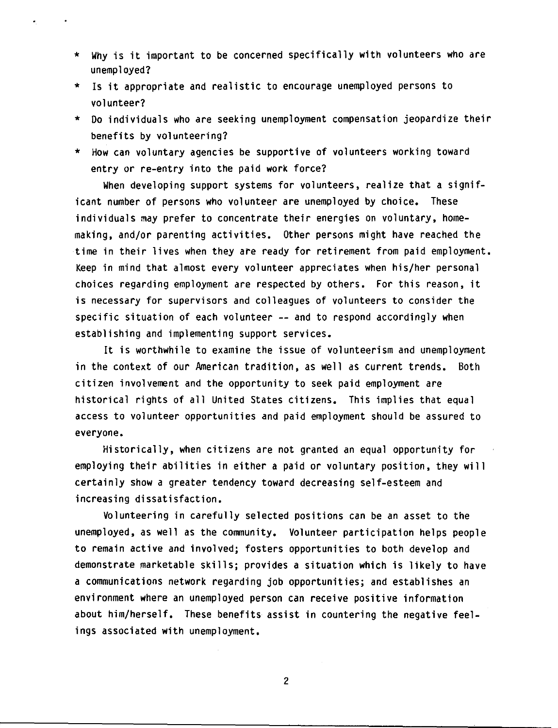* Why is it important to be concerned specifically with volunteers who are unemployed?
* Is it appropriate and realistic to encourage unemployed persons to volunteer?
* Do individuals who are seeking unemployment compensation jeopardize their benefits by volunteering?
* How can voluntary agencies be supportive of volunteers working toward entry or re-entry into the paid work force?

When developing support systems for volunteers, realize that a significant number of persons who volunteer are unemployed by choice. These individuals may prefer to concentrate their energies on voluntary, homemaking, and/or parenting activities. Other persons might have reached the time in their lives when they are ready for retirement from paid employment. Keep in mind that almost every volunteer appreciates when his/her personal choices regarding employment are respected by others. For this reason, it is necessary for supervisors and colleagues of volunteers to consider the specific situation of each volunteer -- and to respond accordingly when establishing and implementing support services.

It is worthwhile to examine the issue of volunteerism and unemployment in the context of our American tradition, as well as current trends. Both citizen involvement and the opportunity to seek paid employment are historical rights of all United States citizens. This implies that equal access to volunteer opportunities and paid employment should be assured to everyone.

Historically, when citizens are not granted an equal opportunity for employing their abilities in either a paid or voluntary position, they will certainly show a greater tendency toward decreasing self-esteem and increasing dissatisfaction.

Volunteering in carefully selected positions can be an asset to the unemployed, as well as the community. Volunteer participation helps people to remain active and involved; fosters opportunities to both develop and demonstrate marketable skills; provides a situation which is likely to have a communications network regarding job opportunities; and establishes an environment where an unemployed person can receive positive information about him/herself. These benefits assist in countering the negative feelings associated with unemployment.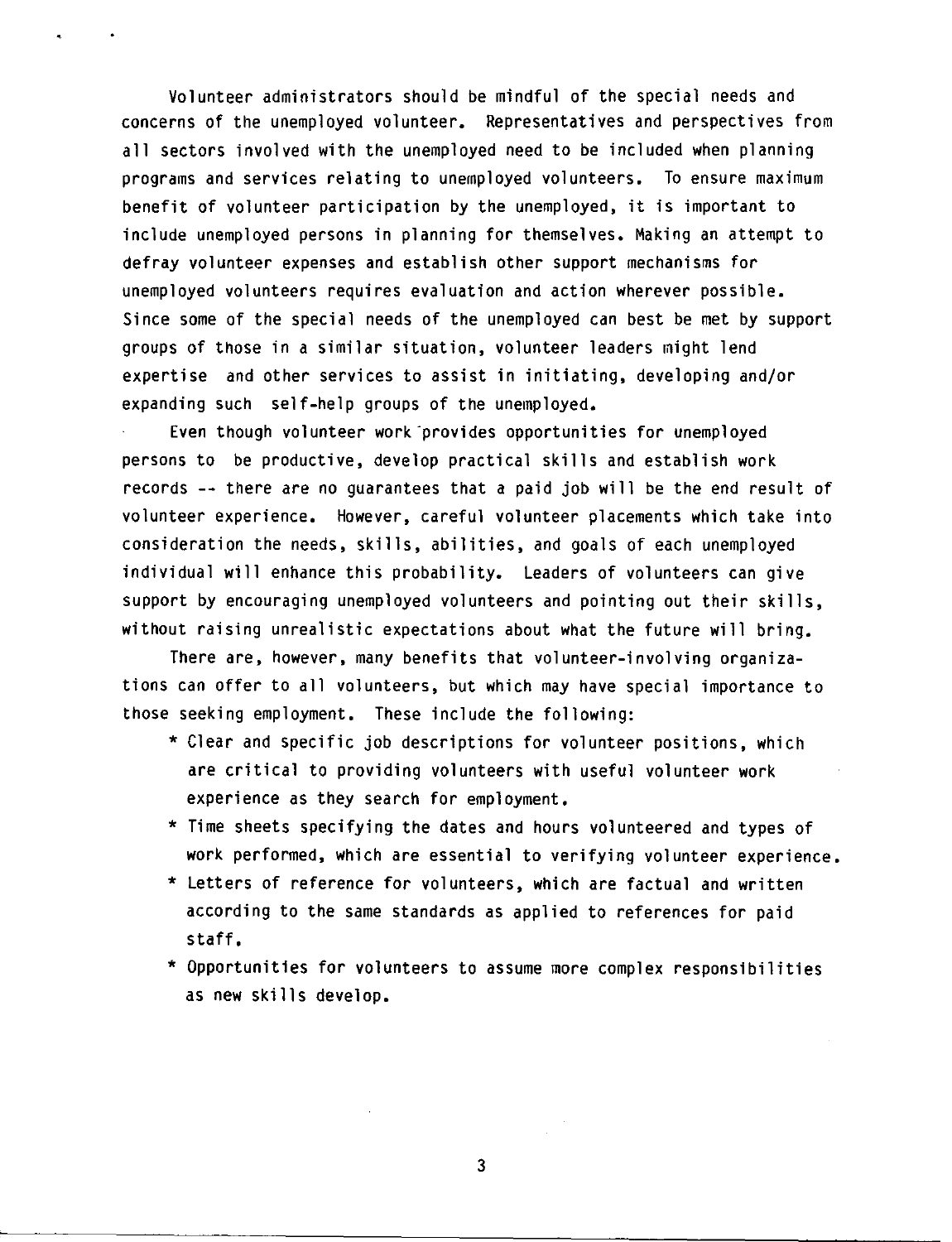Volunteer administrators should be mindful of the special needs and concerns of the unemployed volunteer. Representatives and perspectives from all sectors involved with the unemployed need to be included when planning programs and services relating to unemployed volunteers. To ensure maximum benefit of volunteer participation by the unemployed, it is important to include unemployed persons in planning for themselves. Making an attempt to defray volunteer expenses and establish other support mechanisms for unemployed volunteers requires evaluation and action wherever possible. Since some of the special needs of the unemployed can best be met by support groups of those in a similar situation, volunteer leaders might lend expertise and other services to assist in initiating, developing and/or expanding such self-help groups of the unemployed.

Even though volunteer work provides opportunities for unemployed persons to be productive, develop practical skills and establish work records -- there are no guarantees that a paid job will be the end result of volunteer experience. However, careful volunteer placements which take into consideration the needs, skills, abilities, and goals of each unemployed individual will enhance this probability. Leaders of volunteers can give support by encouraging unemployed volunteers and pointing out their skills, without raising unrealistic expectations about what the future will bring.

There are, however, many benefits that volunteer-involving organizations can offer to all volunteers, but which may have special importance to those seeking employment. These include the following:

* Clear and specific job descriptions for volunteer positions, which are critical to providing volunteers with useful volunteer work experience as they search for employment.
* Time sheets specifying the dates and hours volunteered and types of work performed, which are essential to verifying volunteer experience.
* Letters of reference for volunteers, which are factual and written according to the same standards as applied to references for paid staff.
* Opportunities for volunteers to assume more complex responsibilities as new skills develop.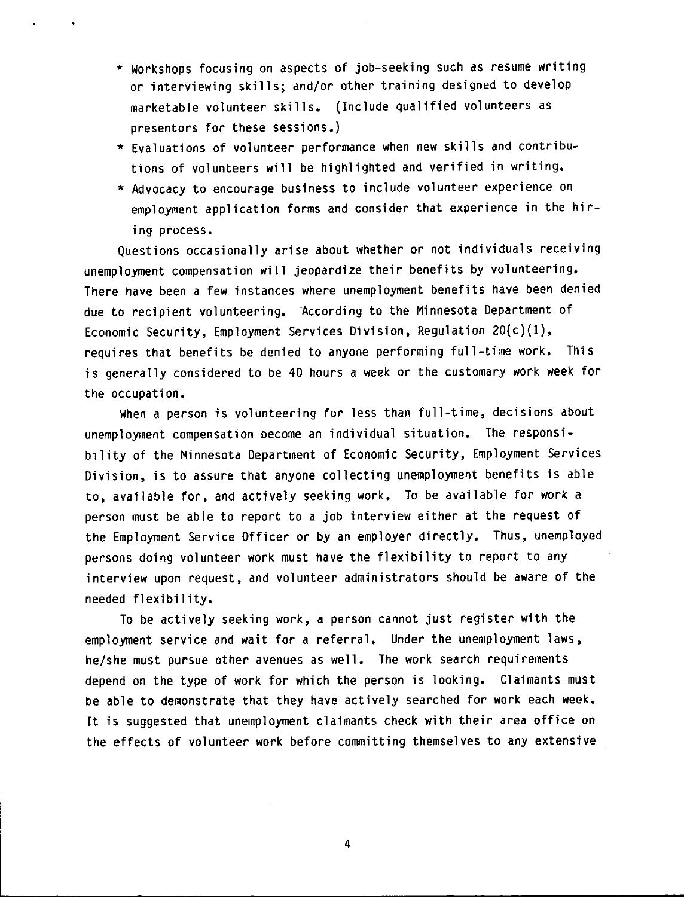* Workshops focusing on aspects of job-seeking such as resume writing or interviewing skills; and/or other training designed to develop marketable volunteer skills. (Include qualified volunteers as presentors for these sessions.)
* Evaluations of volunteer performance when new skills and contributions of volunteers will be highlighted and verified in writing.
* Advocacy to encourage business to include volunteer experience on employment application forms and consider that experience in the hiring process.

Questions occasionally arise about whether or not individuals receiving unemployment compensation will jeopardize their benefits by volunteering. There have been a few instances where unemployment benefits have been denied due to recipient volunteering. According to the Minnesota Department of Economic Security, Employment Services Division, Regulation 20(c)(1), requires that benefits be denied to anyone performing full-time work. This is generally considered to be 40 hours a week or the customary work week for the occupation.

When a person is volunteering for less than full-time, decisions about unemployment compensation become an individual situation. The responsibility of the Minnesota Department of Economic Security, Employment Services Division, is to assure that anyone collecting unemployment benefits is able to, available for, and actively seeking work. To be available for work a person must be able to report to a job interview either at the request of the Employment Service Officer or by an employer directly. Thus, unemployed persons doing volunteer work must have the flexibility to report to any interview upon request, and volunteer administrators should be aware of the needed flexibility.

To be actively seeking work, a person cannot just register with the employment service and wait for a referral. Under the unemployment laws, he/she must pursue other avenues as well. The work search requirements depend on the type of work for which the person is looking. Claimants must be able to demonstrate that they have actively searched for work each week. It is suggested that unemployment claimants check with their area office on the effects of volunteer work before committing themselves to any extensive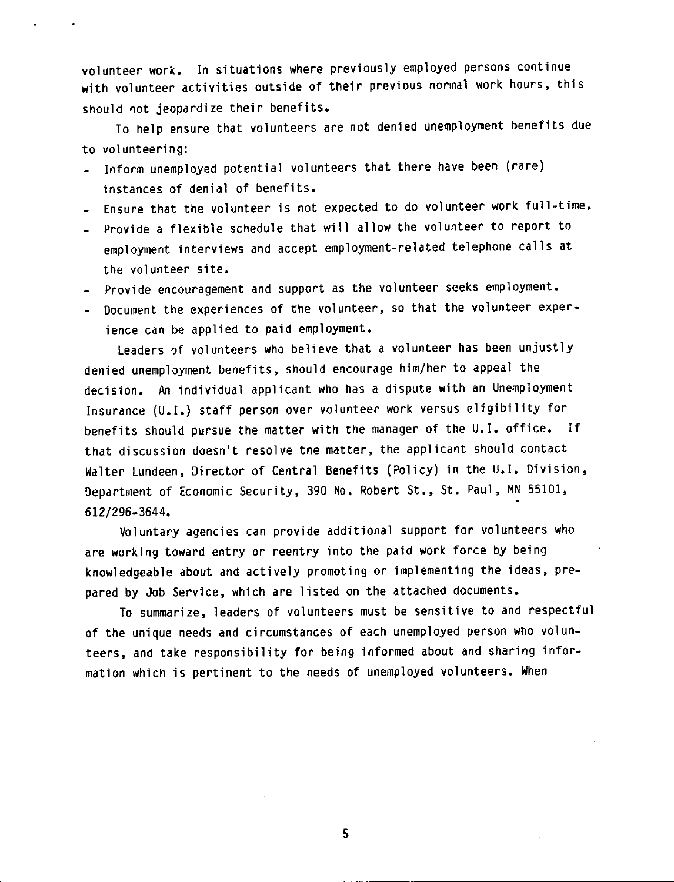volunteer work. In situations where previously employed persons continue with volunteer activities outside of their previous normal work hours, this should not jeopardize their benefits.

To help ensure that volunteers are not denied unemployment benefits due to volunteering:

- Inform unemployed potential volunteers that there have been (rare) instances of denial of benefits.
- Ensure that the volunteer is not expected to do volunteer work full-time.
- Provide a flexible schedule that will allow the volunteer to report to employment interviews and accept employment-related telephone calls at the volunteer site.
- Provide encouragement and support as the volunteer seeks employment.
- Document the experiences of the volunteer, so that the volunteer experience can be applied to paid employment.

Leaders of volunteers who believe that a volunteer has been unjustly denied unemployment benefits, should encourage him/her to appeal the decision. An individual applicant who has a dispute with an Unemployment Insurance (U.I.) staff person over volunteer work versus eligibility for benefits should pursue the matter with the manager of the U.I. office. If that discussion doesn't resolve the matter, the applicant should contact Walter Lundeen, Director of Central Benefits (Policy) in the U.I. Division, Department of Economic Security, 390 No. Robert St., St. Paul, MN 55101, 612/296-3644.

Voluntary agencies can provide additional support for volunteers who are working toward entry or reentry into the paid work force by being knowledgeable about and actively promoting or implementing the ideas, prepared by Job Service, which are listed on the attached documents.

To summarize, leaders of volunteers must be sensitive to and respectful of the unique needs and circumstances of each unemployed person who volunteers, and take responsibility for being informed about and sharing information which is pertinent to the needs of unemployed volunteers. When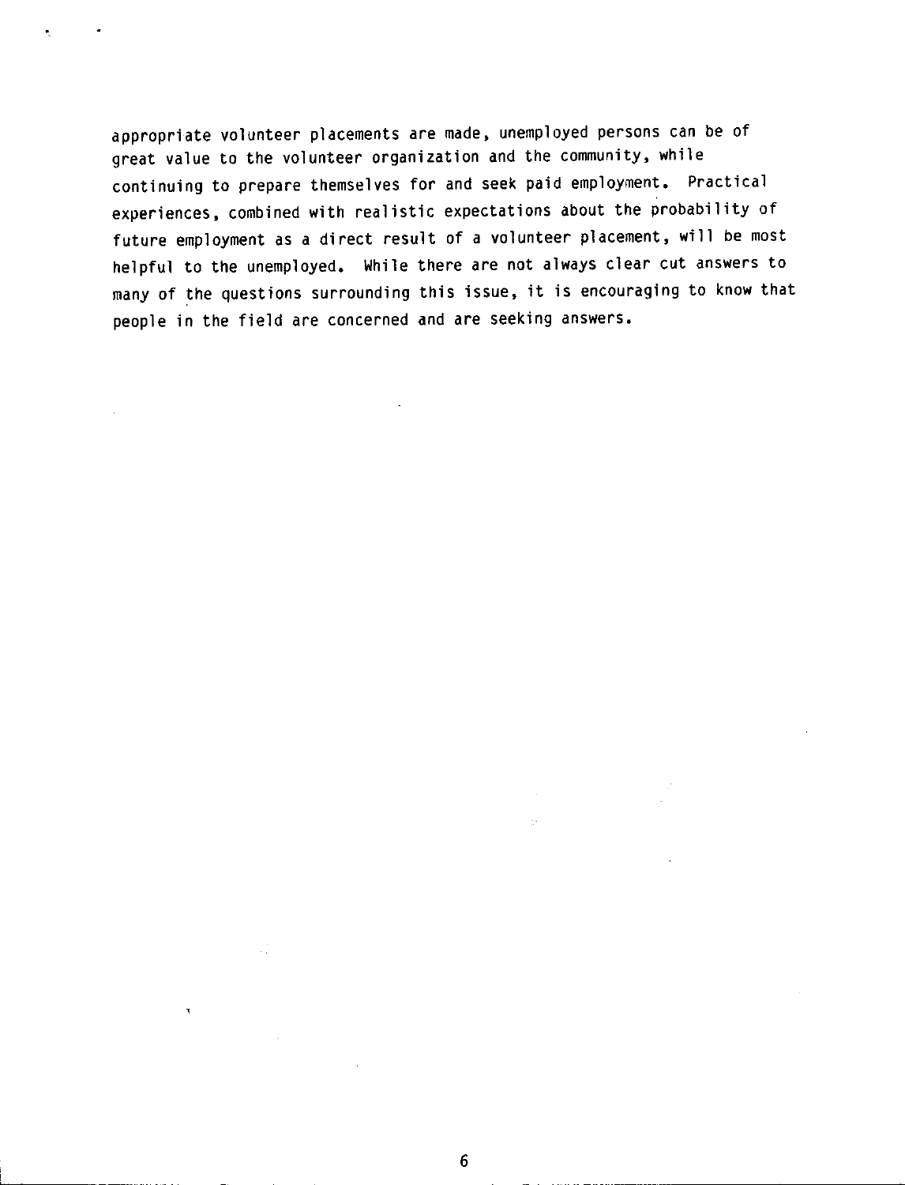appropriate volunteer placements are made, unemployed persons can be of great value to the volunteer organization and the community, while continuing to prepare themselves for and seek paid employment. Practical experiences, combined with realistic expectations about the probability of future employment as a direct result of a volunteer placement, will be most helpful to the unemployed. While there are not always clear cut answers to many of the questions surrounding this issue, it is encouraging to know that people in the field are concerned and are seeking answers.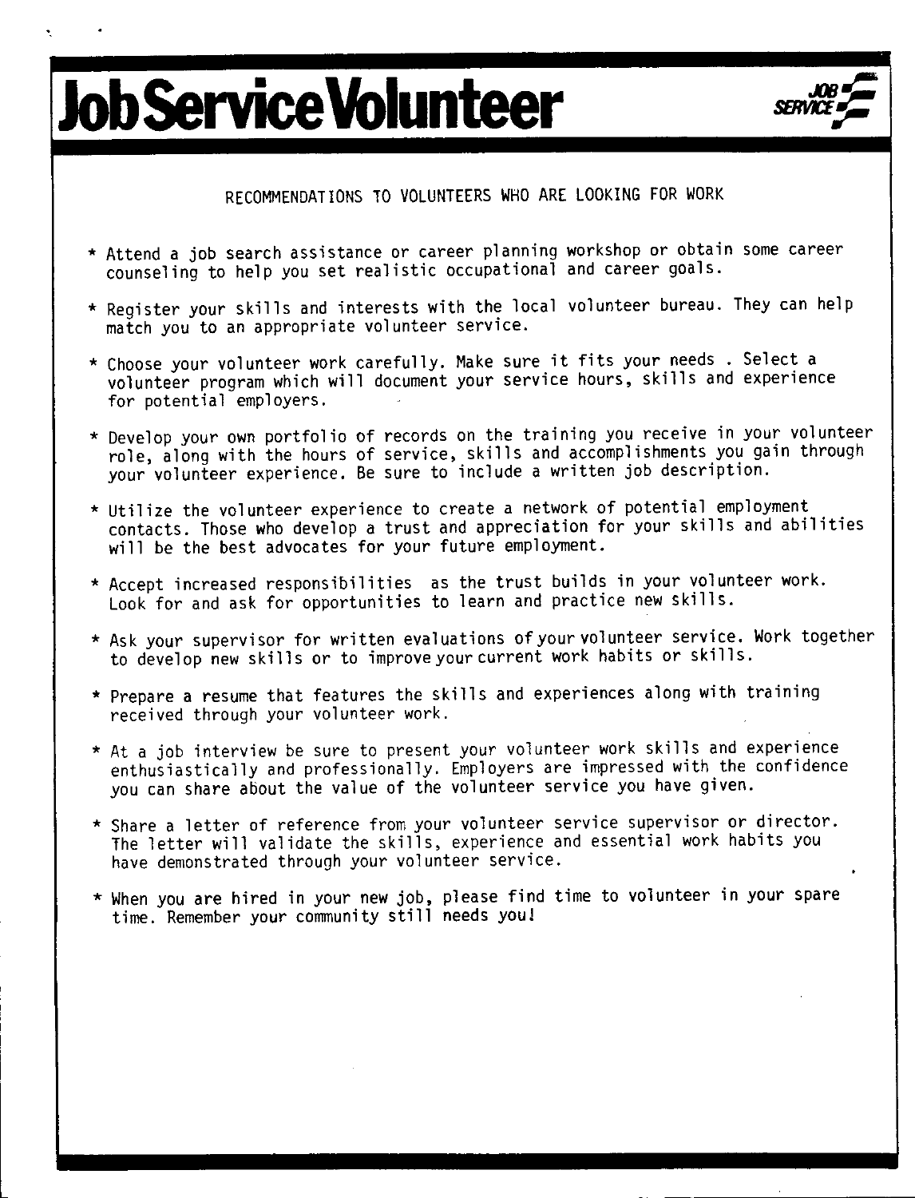# Job Service Volunteer

RECOMMENDATIONS TO VOLUNTEERS WHO ARE LOOKING FOR WORK

* Attend a job search assistance or career planning workshop or obtain some career counseling to help you set realistic occupational and career goals.

* Register your skills and interests with the local volunteer bureau. They can help match you to an appropriate volunteer service.

* Choose your volunteer work carefully. Make sure it fits your needs . Select a volunteer program which will document your service hours, skills and experience for potential employers.

* Develop your own portfolio of records on the training you receive in your volunteer role, along with the hours of service, skills and accomplishments you gain through your volunteer experience. Be sure to include a written job description.

* Utilize the volunteer experience to create a network of potential employment contacts. Those who develop a trust and appreciation for your skills and abilities will be the best advocates for your future employment.

* Accept increased responsibilities as the trust builds in your volunteer work. Look for and ask for opportunities to learn and practice new skills.

* Ask your supervisor for written evaluations of your volunteer service. Work together to develop new skills or to improve your current work habits or skills.

* Prepare a resume that features the skills and experiences along with training received through your volunteer work.

* At a job interview be sure to present your volunteer work skills and experience enthusiastically and professionally. Employers are impressed with the confidence you can share about the value of the volunteer service you have given.

* Share a letter of reference from your volunteer service supervisor or director. The letter will validate the skills, experience and essential work habits you have demonstrated through your volunteer service.

* When you are hired in your new job, please find time to volunteer in your spare time. Remember your community still needs you!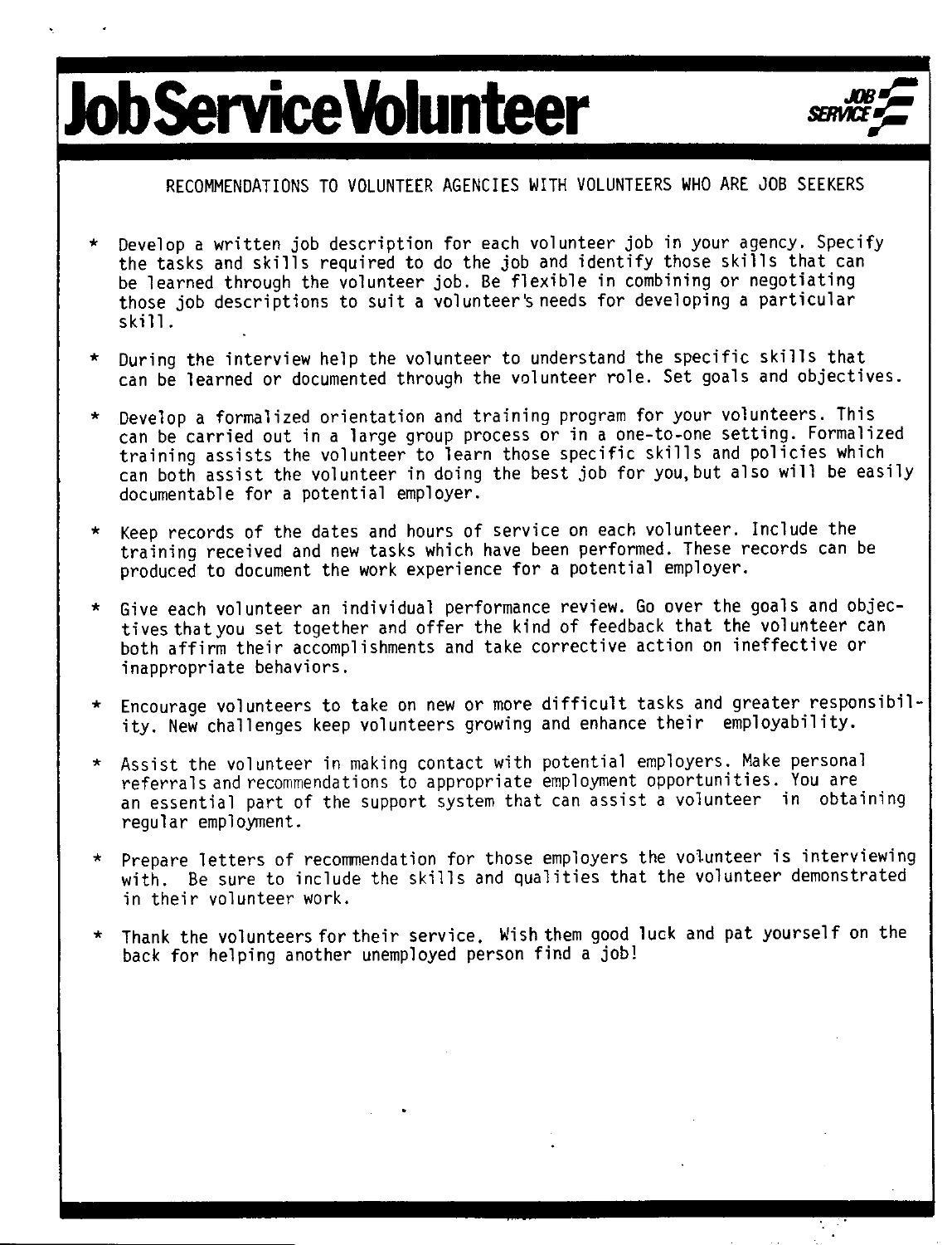# Job Service Volunteer

RECOMMENDATIONS TO VOLUNTEER AGENCIES WITH VOLUNTEERS WHO ARE JOB SEEKERS

* Develop a written job description for each volunteer job in your agency. Specify the tasks and skills required to do the job and identify those skills that can be learned through the volunteer job. Be flexible in combining or negotiating those job descriptions to suit a volunteer's needs for developing a particular skill.

* During the interview help the volunteer to understand the specific skills that can be learned or documented through the volunteer role. Set goals and objectives.

* Develop a formalized orientation and training program for your volunteers. This can be carried out in a large group process or in a one-to-one setting. Formalized training assists the volunteer to learn those specific skills and policies which can both assist the volunteer in doing the best job for you, but also will be easily documentable for a potential employer.

* Keep records of the dates and hours of service on each volunteer. Include the training received and new tasks which have been performed. These records can be produced to document the work experience for a potential employer.

* Give each volunteer an individual performance review. Go over the goals and objectives that you set together and offer the kind of feedback that the volunteer can both affirm their accomplishments and take corrective action on ineffective or inappropriate behaviors.

* Encourage volunteers to take on new or more difficult tasks and greater responsibility. New challenges keep volunteers growing and enhance their employability.

* Assist the volunteer in making contact with potential employers. Make personal referrals and recommendations to appropriate employment opportunities. You are an essential part of the support system that can assist a volunteer in obtaining regular employment.

* Prepare letters of recommendation for those employers the volunteer is interviewing with. Be sure to include the skills and qualities that the volunteer demonstrated in their volunteer work.

* Thank the volunteers for their service. Wish them good luck and pat yourself on the back for helping another unemployed person find a job!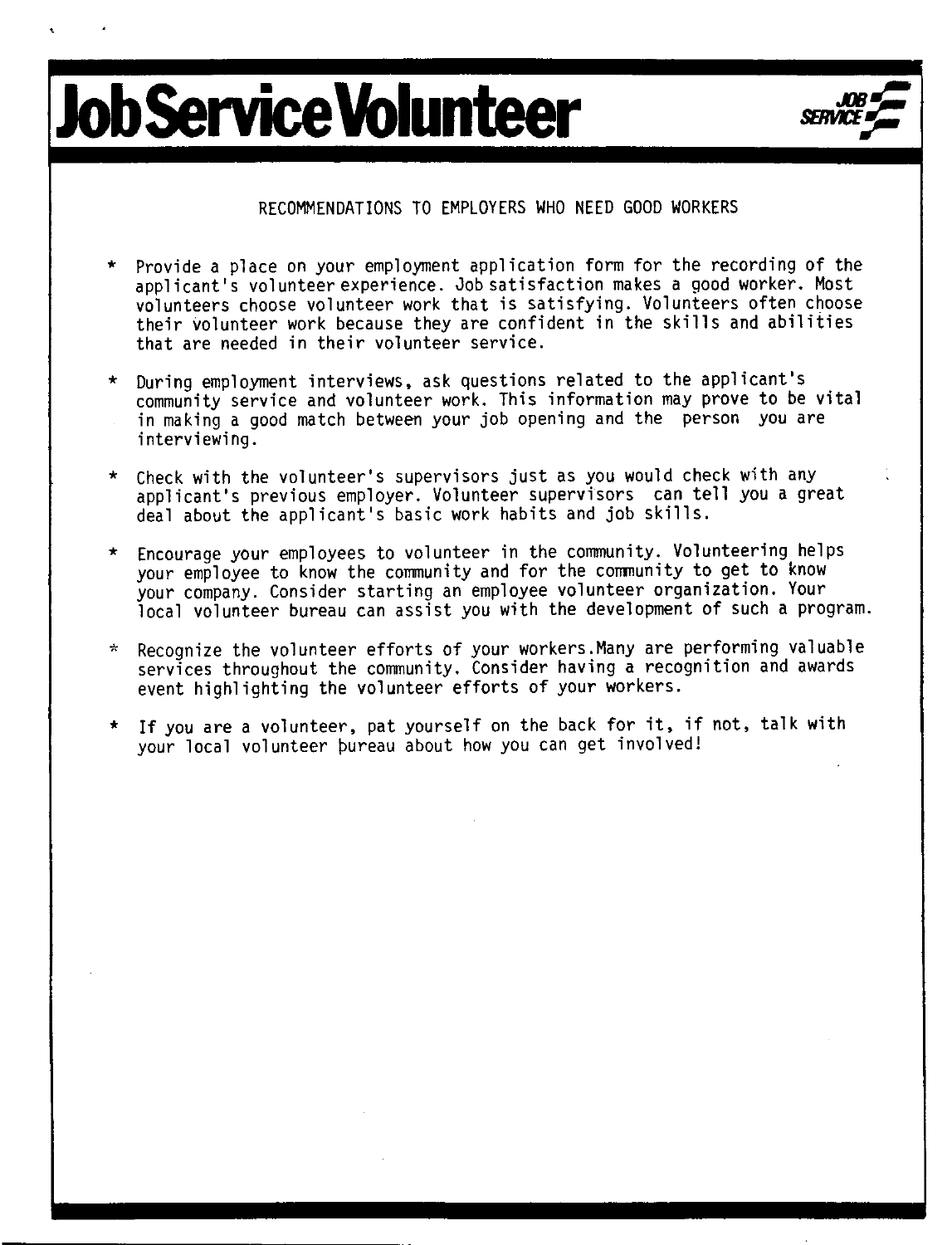# Job Service Volunteer

RECOMMENDATIONS TO EMPLOYERS WHO NEED GOOD WORKERS

* Provide a place on your employment application form for the recording of the applicant's volunteer experience. Job satisfaction makes a good worker. Most volunteers choose volunteer work that is satisfying. Volunteers often choose their volunteer work because they are confident in the skills and abilities that are needed in their volunteer service.

* During employment interviews, ask questions related to the applicant's community service and volunteer work. This information may prove to be vital in making a good match between your job opening and the person you are interviewing.

* Check with the volunteer's supervisors just as you would check with any applicant's previous employer. Volunteer supervisors can tell you a great deal about the applicant's basic work habits and job skills.

* Encourage your employees to volunteer in the community. Volunteering helps your employee to know the community and for the community to get to know your company. Consider starting an employee volunteer organization. Your local volunteer bureau can assist you with the development of such a program.

* Recognize the volunteer efforts of your workers.Many are performing valuable services throughout the community. Consider having a recognition and awards event highlighting the volunteer efforts of your workers.

* If you are a volunteer, pat yourself on the back for it, if not, talk with your local volunteer bureau about how you can get involved!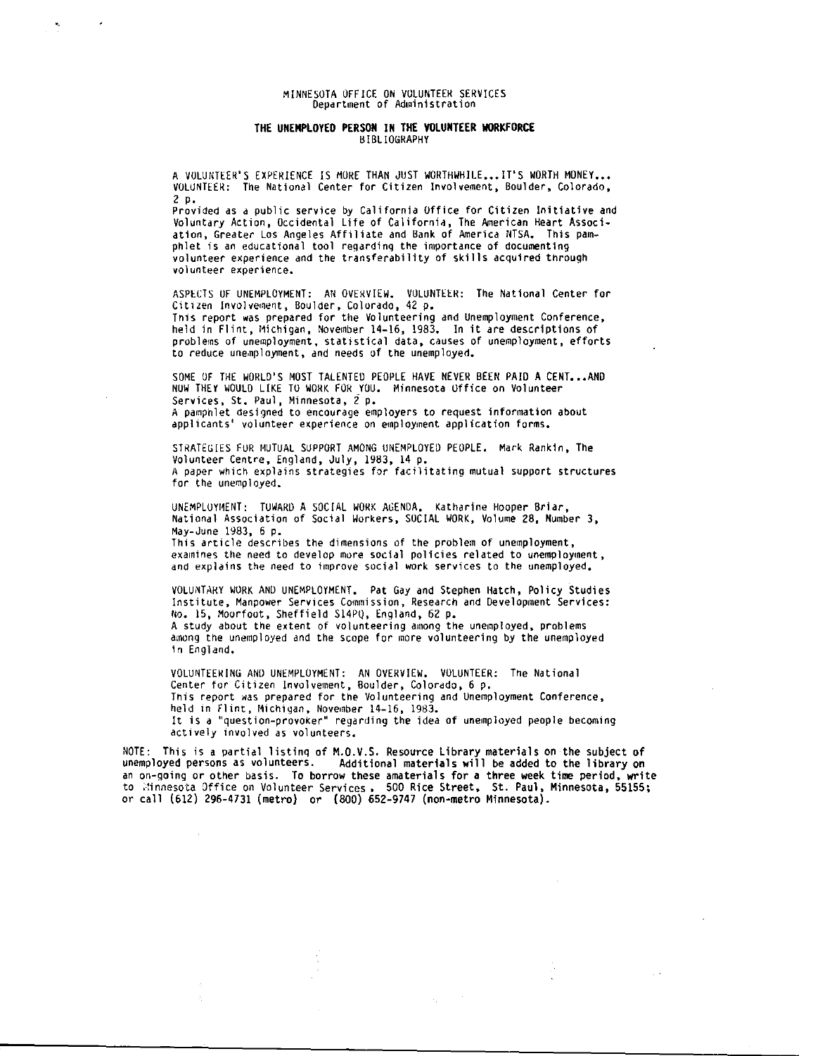MINNESOTA OFFICE ON VOLUNTEER SERVICES
Department of Administration

**THE UNEMPLOYED PERSON IN THE VOLUNTEER WORKFORCE**
BIBLIOGRAPHY

A VOLUNTEER'S EXPERIENCE IS MORE THAN JUST WORTHWHILE...IT'S WORTH MONEY... VOLUNTEER: The National Center for Citizen Involvement, Boulder, Colorado, 2 p.
Provided as a public service by California Office for Citizen Initiative and Voluntary Action, Occidental Life of California, The American Heart Association, Greater Los Angeles Affiliate and Bank of America NTSA. This pamphlet is an educational tool regarding the importance of documenting volunteer experience and the transferability of skills acquired through volunteer experience.

ASPECTS OF UNEMPLOYMENT: AN OVERVIEW. VOLUNTEER: The National Center for Citizen Involvement, Boulder, Colorado, 42 p.
This report was prepared for the Volunteering and Unemployment Conference, held in Flint, Michigan, November 14-16, 1983. In it are descriptions of problems of unemployment, statistical data, causes of unemployment, efforts to reduce unemployment, and needs of the unemployed.

SOME OF THE WORLD'S MOST TALENTED PEOPLE HAVE NEVER BEEN PAID A CENT...AND NOW THEY WOULD LIKE TO WORK FOR YOU. Minnesota Office on Volunteer Services, St. Paul, Minnesota, 2 p.
A pamphlet designed to encourage employers to request information about applicants' volunteer experience on employment application forms.

STRATEGIES FOR MUTUAL SUPPORT AMONG UNEMPLOYED PEOPLE. Mark Rankin, The Volunteer Centre, England, July, 1983, 14 p.
A paper which explains strategies for facilitating mutual support structures for the unemployed.

UNEMPLOYMENT: TOWARD A SOCIAL WORK AGENDA. Katharine Hooper Briar, National Association of Social Workers, SOCIAL WORK, Volume 28, Number 3, May-June 1983, 6 p.
This article describes the dimensions of the problem of unemployment, examines the need to develop more social policies related to unemployment, and explains the need to improve social work services to the unemployed.

VOLUNTARY WORK AND UNEMPLOYMENT. Pat Gay and Stephen Hatch, Policy Studies Institute, Manpower Services Commission, Research and Development Services: No. 15, Moorfoot, Sheffield S14PQ, England, 62 p.
A study about the extent of volunteering among the unemployed, problems among the unemployed and the scope for more volunteering by the unemployed in England.

VOLUNTEERING AND UNEMPLOYMENT: AN OVERVIEW. VOLUNTEER: The National Center for Citizen Involvement, Boulder, Colorado, 6 p.
This report was prepared for the Volunteering and Unemployment Conference, held in Flint, Michigan, November 14-16, 1983.
It is a "question-provoker" regarding the idea of unemployed people becoming actively involved as volunteers.

NOTE: This is a partial listing of M.O.V.S. Resource Library materials on the subject of unemployed persons as volunteers. Additional materials will be added to the library on an on-going or other basis. To borrow these amaterials for a three week time period, write to Minnesota Office on Volunteer Services, 500 Rice Street, St. Paul, Minnesota, 55155; or call (612) 296-4731 (metro) or (800) 652-9747 (non-metro Minnesota).